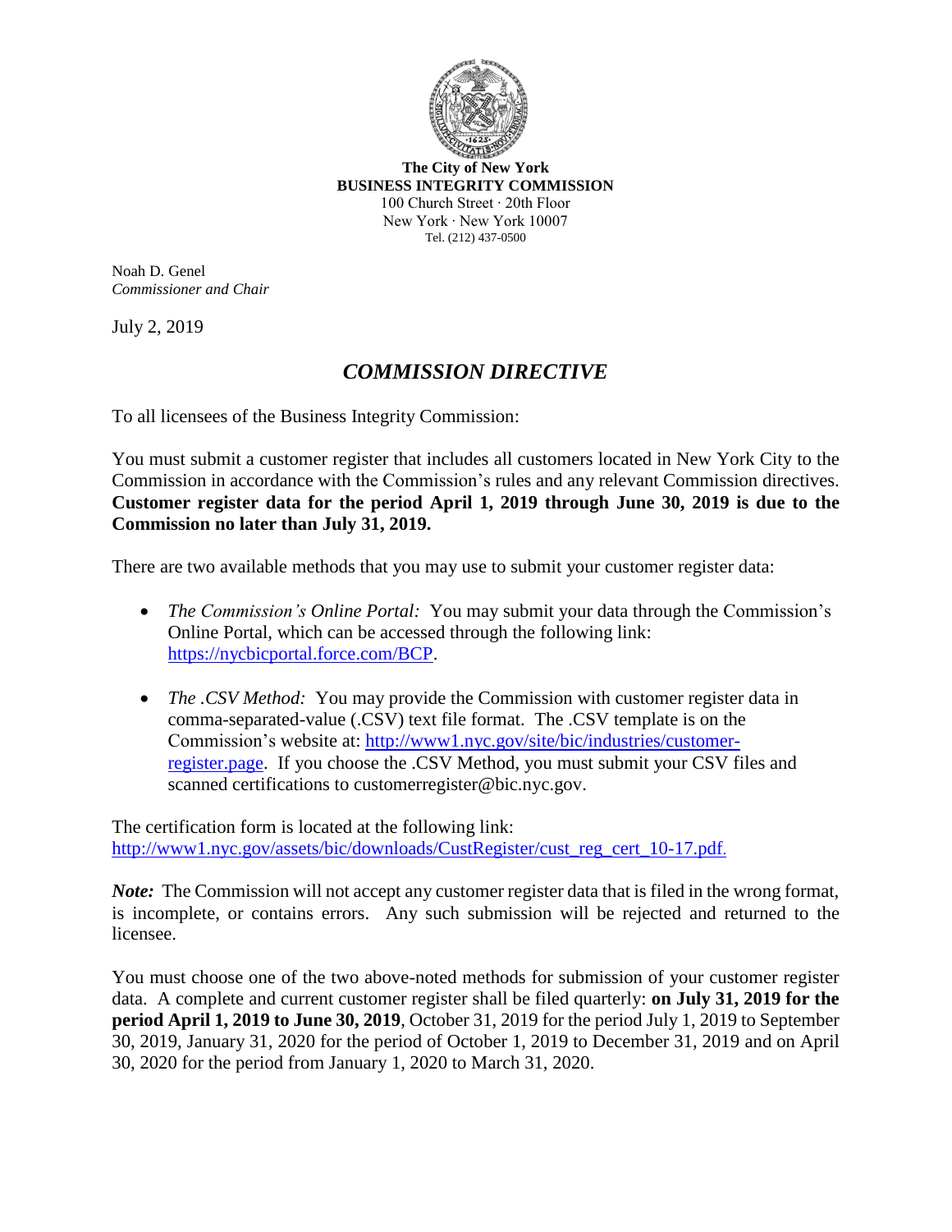**The City of New York**
**BUSINESS INTEGRITY COMMISSION**
100 Church Street · 20th Floor
New York · New York 10007
Tel. (212) 437-0500

Noah D. Genel
*Commissioner and Chair*

July 2, 2019

# *COMMISSION DIRECTIVE*

To all licensees of the Business Integrity Commission:

You must submit a customer register that includes all customers located in New York City to the Commission in accordance with the Commission's rules and any relevant Commission directives. **Customer register data for the period April 1, 2019 through June 30, 2019 is due to the Commission no later than July 31, 2019.**

There are two available methods that you may use to submit your customer register data:

- *The Commission's Online Portal:* You may submit your data through the Commission's Online Portal, which can be accessed through the following link: https://nycbicportal.force.com/BCP.
- *The .CSV Method:* You may provide the Commission with customer register data in comma-separated-value (.CSV) text file format. The .CSV template is on the Commission's website at: http://www1.nyc.gov/site/bic/industries/customer-register.page. If you choose the .CSV Method, you must submit your CSV files and scanned certifications to customerregister@bic.nyc.gov.

The certification form is located at the following link: http://www1.nyc.gov/assets/bic/downloads/CustRegister/cust_reg_cert_10-17.pdf.

***Note:*** The Commission will not accept any customer register data that is filed in the wrong format, is incomplete, or contains errors. Any such submission will be rejected and returned to the licensee.

You must choose one of the two above-noted methods for submission of your customer register data. A complete and current customer register shall be filed quarterly: **on July 31, 2019 for the period April 1, 2019 to June 30, 2019**, October 31, 2019 for the period July 1, 2019 to September 30, 2019, January 31, 2020 for the period of October 1, 2019 to December 31, 2019 and on April 30, 2020 for the period from January 1, 2020 to March 31, 2020.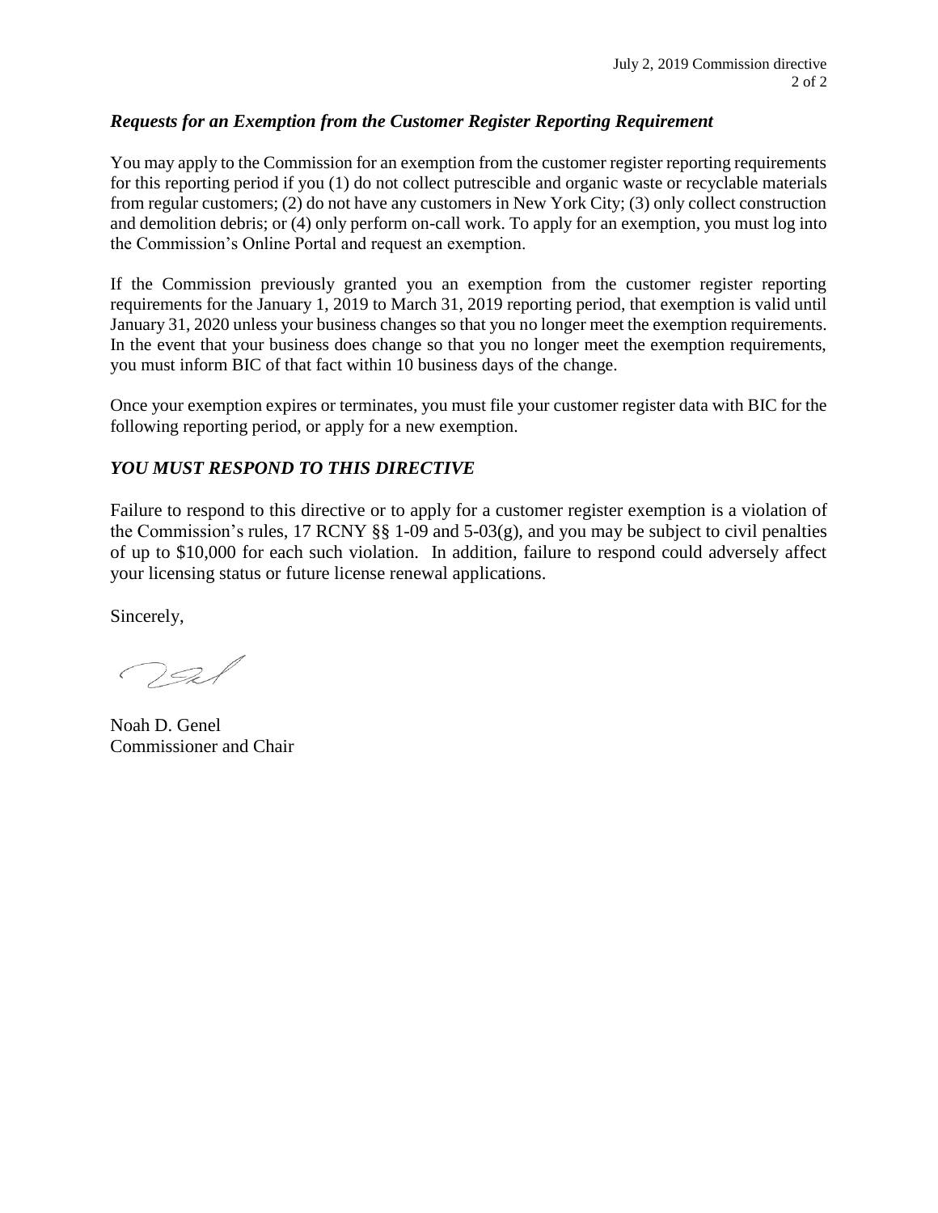### *Requests for an Exemption from the Customer Register Reporting Requirement*

You may apply to the Commission for an exemption from the customer register reporting requirements for this reporting period if you (1) do not collect putrescible and organic waste or recyclable materials from regular customers; (2) do not have any customers in New York City; (3) only collect construction and demolition debris; or (4) only perform on-call work. To apply for an exemption, you must log into the Commission's Online Portal and request an exemption.

If the Commission previously granted you an exemption from the customer register reporting requirements for the January 1, 2019 to March 31, 2019 reporting period, that exemption is valid until January 31, 2020 unless your business changes so that you no longer meet the exemption requirements. In the event that your business does change so that you no longer meet the exemption requirements, you must inform BIC of that fact within 10 business days of the change.

Once your exemption expires or terminates, you must file your customer register data with BIC for the following reporting period, or apply for a new exemption.

### *YOU MUST RESPOND TO THIS DIRECTIVE*

Failure to respond to this directive or to apply for a customer register exemption is a violation of the Commission's rules, 17 RCNY §§ 1-09 and 5-03(g), and you may be subject to civil penalties of up to $10,000 for each such violation. In addition, failure to respond could adversely affect your licensing status or future license renewal applications.

Sincerely,

Noah D. Genel
Commissioner and Chair